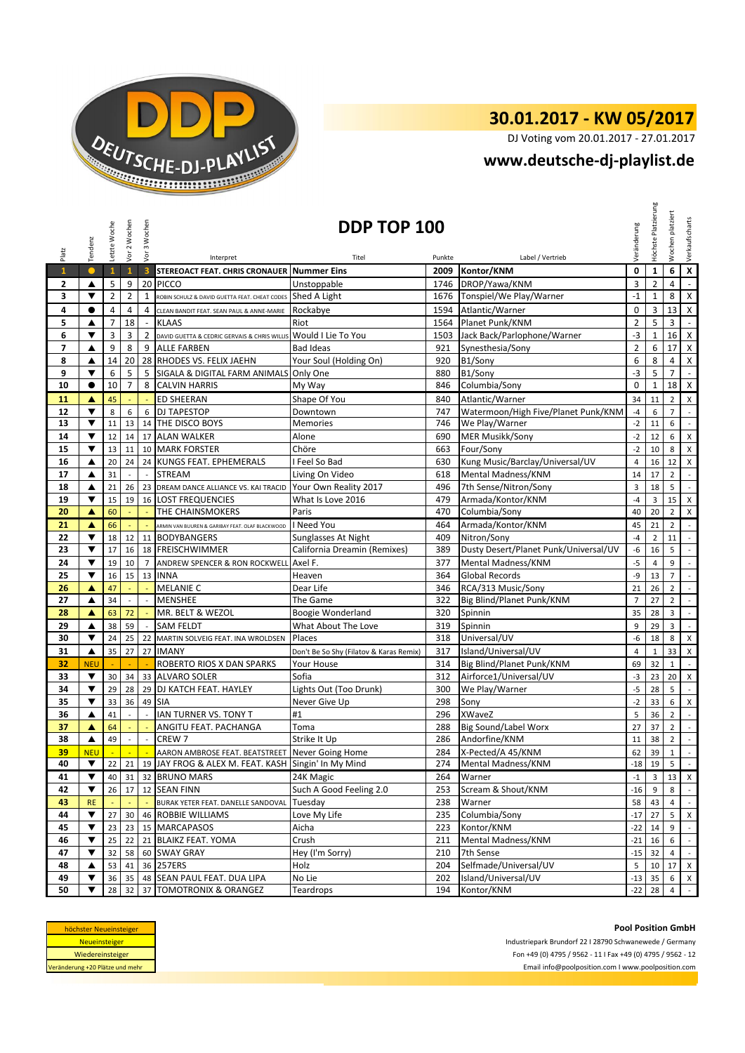# 30.01.2017 - KW 05/2017

DJ Voting vom 20.01.2017 - 27.01.2017

**www.deutsche-dj-playlist.de**

## DDP TOP 100

| Platz | Tendenz | Letzte Woche | Vor 2 Wochen | Vor 3 Wochen | Interpret | Titel | Punkte | Label / Vertrieb | Veränderung | Höchste Platzierung | Wochen platziert | Verkaufscharts |
|---|---|---|---|---|---|---|---|---|---|---|---|---|
| 1 | ● | 1 | 1 | 3 | STEREOACT FEAT. CHRIS CRONAUER | Nummer Eins | 2009 | Kontor/KNM | 0 | 1 | 6 | X |
| 2 | ▲ | 5 | 9 | 20 | PICCO | Unstoppable | 1746 | DROP/Yawa/KNM | 3 | 2 | 4 | - |
| 3 | ▼ | 2 | 2 | 1 | ROBIN SCHULZ & DAVID GUETTA FEAT. CHEAT CODES | Shed A Light | 1676 | Tonspiel/We Play/Warner | -1 | 1 | 8 | X |
| 4 | ● | 4 | 4 | 4 | CLEAN BANDIT FEAT. SEAN PAUL & ANNE-MARIE | Rockabye | 1594 | Atlantic/Warner | 0 | 3 | 13 | X |
| 5 | ▲ | 7 | 18 | - | KLAAS | Riot | 1564 | Planet Punk/KNM | 2 | 5 | 3 | - |
| 6 | ▼ | 3 | 3 | 2 | DAVID GUETTA & CEDRIC GERVAIS & CHRIS WILLIS | Would I Lie To You | 1503 | Jack Back/Parlophone/Warner | -3 | 1 | 16 | X |
| 7 | ▲ | 9 | 8 | 9 | ALLE FARBEN | Bad Ideas | 921 | Synesthesia/Sony | 2 | 6 | 17 | X |
| 8 | ▲ | 14 | 20 | 28 | RHODES VS. FELIX JAEHN | Your Soul (Holding On) | 920 | B1/Sony | 6 | 8 | 4 | X |
| 9 | ▼ | 6 | 5 | 5 | SIGALA & DIGITAL FARM ANIMALS | Only One | 880 | B1/Sony | -3 | 5 | 7 | - |
| 10 | ● | 10 | 7 | 8 | CALVIN HARRIS | My Way | 846 | Columbia/Sony | 0 | 1 | 18 | X |
| 11 | ▲ | 45 | - | - | ED SHEERAN | Shape Of You | 840 | Atlantic/Warner | 34 | 11 | 2 | X |
| 12 | ▼ | 8 | 6 | 6 | DJ TAPESTOP | Downtown | 747 | Watermoon/High Five/Planet Punk/KNM | -4 | 6 | 7 | - |
| 13 | ▼ | 11 | 13 | 14 | THE DISCO BOYS | Memories | 746 | We Play/Warner | -2 | 11 | 6 | - |
| 14 | ▼ | 12 | 14 | 17 | ALAN WALKER | Alone | 690 | MER Musikk/Sony | -2 | 12 | 6 | X |
| 15 | ▼ | 13 | 11 | 10 | MARK FORSTER | Chöre | 663 | Four/Sony | -2 | 10 | 8 | X |
| 16 | ▲ | 20 | 24 | 24 | KUNGS FEAT. EPHEMERALS | I Feel So Bad | 630 | Kung Music/Barclay/Universal/UV | 4 | 16 | 12 | X |
| 17 | ▲ | 31 | - | - | STREAM | Living On Video | 618 | Mental Madness/KNM | 14 | 17 | 2 | - |
| 18 | ▲ | 21 | 26 | 23 | DREAM DANCE ALLIANCE VS. KAI TRACID | Your Own Reality 2017 | 496 | 7th Sense/Nitron/Sony | 3 | 18 | 5 | - |
| 19 | ▼ | 15 | 19 | 16 | LOST FREQUENCIES | What Is Love 2016 | 479 | Armada/Kontor/KNM | -4 | 3 | 15 | X |
| 20 | ▲ | 60 | - | - | THE CHAINSMOKERS | Paris | 470 | Columbia/Sony | 40 | 20 | 2 | X |
| 21 | ▲ | 66 | - | - | ARMIN VAN BUUREN & GARIBAY FEAT. OLAF BLACKWOOD | I Need You | 464 | Armada/Kontor/KNM | 45 | 21 | 2 | - |
| 22 | ▼ | 18 | 12 | 11 | BODYBANGERS | Sunglasses At Night | 409 | Nitron/Sony | -4 | 2 | 11 | - |
| 23 | ▼ | 17 | 16 | 18 | FREISCHWIMMER | California Dreamin (Remixes) | 389 | Dusty Desert/Planet Punk/Universal/UV | -6 | 16 | 5 | - |
| 24 | ▼ | 19 | 10 | 7 | ANDREW SPENCER & RON ROCKWELL | Axel F. | 377 | Mental Madness/KNM | -5 | 4 | 9 | - |
| 25 | ▼ | 16 | 15 | 13 | INNA | Heaven | 364 | Global Records | -9 | 13 | 7 | - |
| 26 | ▲ | 47 | - | - | MELANIE C | Dear Life | 346 | RCA/313 Music/Sony | 21 | 26 | 2 | - |
| 27 | ▲ | 34 | - | - | MENSHEE | The Game | 322 | Big Blind/Planet Punk/KNM | 7 | 27 | 2 | - |
| 28 | ▲ | 63 | 72 | - | MR. BELT & WEZOL | Boogie Wonderland | 320 | Spinnin | 35 | 28 | 3 | - |
| 29 | ▲ | 38 | 59 | - | SAM FELDT | What About The Love | 319 | Spinnin | 9 | 29 | 3 | - |
| 30 | ▼ | 24 | 25 | 22 | MARTIN SOLVEIG FEAT. INA WROLDSEN | Places | 318 | Universal/UV | -6 | 18 | 8 | X |
| 31 | ▲ | 35 | 27 | 27 | IMANY | Don't Be So Shy (Filatov & Karas Remix) | 317 | Island/Universal/UV | 4 | 1 | 33 | X |
| 32 | NEU | - | - | - | ROBERTO RIOS X DAN SPARKS | Your House | 314 | Big Blind/Planet Punk/KNM | 69 | 32 | 1 | - |
| 33 | ▼ | 30 | 34 | 33 | ALVARO SOLER | Sofia | 312 | Airforce1/Universal/UV | -3 | 23 | 20 | X |
| 34 | ▼ | 29 | 28 | 29 | DJ KATCH FEAT. HAYLEY | Lights Out (Too Drunk) | 300 | We Play/Warner | -5 | 28 | 5 | - |
| 35 | ▼ | 33 | 36 | 49 | SIA | Never Give Up | 298 | Sony | -2 | 33 | 6 | X |
| 36 | ▲ | 41 | - | - | IAN TURNER VS. TONY T | #1 | 296 | XWaveZ | 5 | 36 | 2 | - |
| 37 | ▲ | 64 | - | - | ANGITU FEAT. PACHANGA | Toma | 288 | Big Sound/Label Worx | 27 | 37 | 2 | - |
| 38 | ▲ | 49 | - | - | CREW 7 | Strike It Up | 286 | Andorfine/KNM | 11 | 38 | 2 | - |
| 39 | NEU | - | - | - | AARON AMBROSE FEAT. BEATSTREET | Never Going Home | 284 | X-Pected/A 45/KNM | 62 | 39 | 1 | - |
| 40 | ▼ | 22 | 21 | 19 | JAY FROG & ALEX M. FEAT. KASH | Singin' In My Mind | 274 | Mental Madness/KNM | -18 | 19 | 5 | - |
| 41 | ▼ | 40 | 31 | 32 | BRUNO MARS | 24K Magic | 264 | Warner | -1 | 3 | 13 | X |
| 42 | ▼ | 26 | 17 | 12 | SEAN FINN | Such A Good Feeling 2.0 | 253 | Scream & Shout/KNM | -16 | 9 | 8 | - |
| 43 | RE | - | - | - | BURAK YETER FEAT. DANELLE SANDOVAL | Tuesday | 238 | Warner | 58 | 43 | 4 | - |
| 44 | ▼ | 27 | 30 | 46 | ROBBIE WILLIAMS | Love My Life | 235 | Columbia/Sony | -17 | 27 | 5 | X |
| 45 | ▼ | 23 | 23 | 15 | MARCAPASOS | Aicha | 223 | Kontor/KNM | -22 | 14 | 9 | - |
| 46 | ▼ | 25 | 22 | 21 | BLAIKZ FEAT. YOMA | Crush | 211 | Mental Madness/KNM | -21 | 16 | 6 | - |
| 47 | ▼ | 32 | 58 | 60 | SWAY GRAY | Hey (I'm Sorry) | 210 | 7th Sense | -15 | 32 | 4 | - |
| 48 | ▲ | 53 | 41 | 36 | 257ERS | Holz | 204 | Selfmade/Universal/UV | 5 | 10 | 17 | X |
| 49 | ▼ | 36 | 35 | 48 | SEAN PAUL FEAT. DUA LIPA | No Lie | 202 | Island/Universal/UV | -13 | 35 | 6 | X |
| 50 | ▼ | 28 | 32 | 37 | TOMOTRONIX & ORANGEZ | Teardrops | 194 | Kontor/KNM | -22 | 28 | 4 | - |

| Legende |
|---|
| höchster Neueinsteiger |
| Neueinsteiger |
| Wiedereinsteiger |
| Veränderung +20 Plätze und mehr |

**Pool Position GmbH**

Industriepark Brundorf 22 I 28790 Schwanewede / Germany

Fon +49 (0) 4795 / 9562 - 11 I Fax +49 (0) 4795 / 9562 - 12

Email info@poolposition.com I www.poolposition.com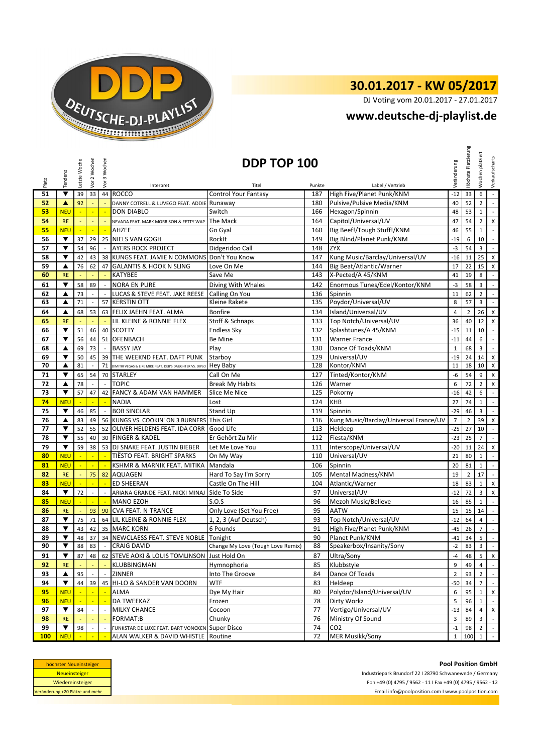DEUTSCHE-DJ-PLAYLIST

# 30.01.2017 - KW 05/2017

DJ Voting vom 20.01.2017 - 27.01.2017

**www.deutsche-dj-playlist.de**

## DDP TOP 100

| Platz | Tendenz | Letzte Woche | Vor 2 Wochen | Vor 3 Wochen | Interpret | Titel | Punkte | Label / Vertrieb | Veränderung | Höchste Platzierung | Wochen platziert | Verkaufscharts |
|---|---|---|---|---|---|---|---|---|---|---|---|---|
| 51 | ▼ | 39 | 33 | 44 | ROCCO | Control Your Fantasy | 187 | High Five/Planet Punk/KNM | -12 | 33 | 6 | - |
| 52 | ▲ | 92 | - | - | DANNY COTTRELL & LUVEGO FEAT. ADDIE | Runaway | 180 | Pulsive/Pulsive Media/KNM | 40 | 52 | 2 | - |
| 53 | NEU | - | - | - | DON DIABLO | Switch | 166 | Hexagon/Spinnin | 48 | 53 | 1 | - |
| 54 | RE | - | - | - | NEVADA FEAT. MARK MORRISON & FETTY WAP | The Mack | 164 | Capitol/Universal/UV | 47 | 54 | 2 | X |
| 55 | NEU | - | - | - | AHZEE | Go Gyal | 160 | Big Beef!/Tough Stuff!/KNM | 46 | 55 | 1 | - |
| 56 | ▼ | 37 | 29 | 25 | NIELS VAN GOGH | RockIt | 149 | Big Blind/Planet Punk/KNM | -19 | 6 | 10 | - |
| 57 | ▼ | 54 | 96 | - | AYERS ROCK PROJECT | Didgeridoo Call | 148 | ZYX | -3 | 54 | 3 | - |
| 58 | ▼ | 42 | 43 | 38 | KUNGS FEAT. JAMIE N COMMONS | Don't You Know | 147 | Kung Music/Barclay/Universal/UV | -16 | 11 | 25 | X |
| 59 | ▲ | 76 | 62 | 47 | GALANTIS & HOOK N SLING | Love On Me | 144 | Big Beat/Atlantic/Warner | 17 | 22 | 15 | X |
| 60 | RE | - | - | - | KATYBEE | Save Me | 143 | X-Pected/A 45/KNM | 41 | 19 | 8 | - |
| 61 | ▼ | 58 | 89 | - | NORA EN PURE | Diving With Whales | 142 | Enormous Tunes/Edel/Kontor/KNM | -3 | 58 | 3 | - |
| 62 | ▲ | 73 | - | - | LUCAS & STEVE FEAT. JAKE REESE | Calling On You | 136 | Spinnin | 11 | 62 | 2 | - |
| 63 | ▲ | 71 | - | 57 | KERSTIN OTT | Kleine Rakete | 135 | Poydor/Universal/UV | 8 | 57 | 3 | - |
| 64 | ▲ | 68 | 53 | 63 | FELIX JAEHN FEAT. ALMA | Bonfire | 134 | Island/Universal/UV | 4 | 2 | 26 | X |
| 65 | RE | - | - | - | LIL KLEINE & RONNIE FLEX | Stoff & Schnaps | 133 | Top Notch/Universal/UV | 36 | 40 | 12 | X |
| 66 | ▼ | 51 | 46 | 40 | SCOTTY | Endless Sky | 132 | Splashtunes/A 45/KNM | -15 | 11 | 10 | - |
| 67 | ▼ | 56 | 44 | 51 | OFENBACH | Be Mine | 131 | Warner France | -11 | 44 | 6 | - |
| 68 | ▲ | 69 | 73 | - | BASSY JAY | Play | 130 | Dance Of Toads/KNM | 1 | 68 | 3 | - |
| 69 | ▼ | 50 | 45 | 39 | THE WEEKND FEAT. DAFT PUNK | Starboy | 129 | Universal/UV | -19 | 24 | 14 | X |
| 70 | ▲ | 81 | - | 71 | DIMITRI VEGAS & LIKE MIKE FEAT. DEB'S DAUGHTER VS. DIPLO | Hey Baby | 128 | Kontor/KNM | 11 | 18 | 10 | X |
| 71 | ▼ | 65 | 54 | 70 | STARLEY | Call On Me | 127 | Tinted/Kontor/KNM | -6 | 54 | 9 | X |
| 72 | ▲ | 78 | - | - | TOPIC | Break My Habits | 126 | Warner | 6 | 72 | 2 | X |
| 73 | ▼ | 57 | 47 | 42 | FANCY & ADAM VAN HAMMER | Slice Me Nice | 125 | Pokorny | -16 | 42 | 6 | - |
| 74 | NEU | - | - | - | NADIA | Lost | 124 | KHB | 27 | 74 | 1 | - |
| 75 | ▼ | 46 | 85 | - | BOB SINCLAR | Stand Up | 119 | Spinnin | -29 | 46 | 3 | - |
| 76 | ▲ | 83 | 49 | 56 | KUNGS VS. COOKIN' ON 3 BURNERS | This Girl | 116 | Kung Music/Barclay/Universal France/UV | 7 | 2 | 39 | X |
| 77 | ▼ | 52 | 55 | 52 | OLIVER HELDENS FEAT. IDA CORR | Good Life | 113 | Heldeep | -25 | 27 | 10 | - |
| 78 | ▼ | 55 | 40 | 30 | FINGER & KADEL | Er Gehört Zu Mir | 112 | Fiesta/KNM | -23 | 25 | 7 | - |
| 79 | ▼ | 59 | 38 | 53 | DJ SNAKE FEAT. JUSTIN BIEBER | Let Me Love You | 111 | Interscope/Universal/UV | -20 | 11 | 24 | X |
| 80 | NEU | - | - | - | TIËSTO FEAT. BRIGHT SPARKS | On My Way | 110 | Universal/UV | 21 | 80 | 1 | - |
| 81 | NEU | - | - | - | KSHMR & MARNIK FEAT. MITIKA | Mandala | 106 | Spinnin | 20 | 81 | 1 | - |
| 82 | RE | - | 75 | 82 | AQUAGEN | Hard To Say I'm Sorry | 105 | Mental Madness/KNM | 19 | 2 | 17 | - |
| 83 | NEU | - | - | - | ED SHEERAN | Castle On The Hill | 104 | Atlantic/Warner | 18 | 83 | 1 | X |
| 84 | ▼ | 72 | - | - | ARIANA GRANDE FEAT. NICKI MINAJ | Side To Side | 97 | Universal/UV | -12 | 72 | 3 | X |
| 85 | NEU | - | - | - | MANO EZOH | S.O.S | 96 | Mezoh Music/Believe | 16 | 85 | 1 | - |
| 86 | RE | - | 93 | 90 | CVA FEAT. N-TRANCE | Only Love (Set You Free) | 95 | AATW | 15 | 15 | 14 | - |
| 87 | ▼ | 75 | 71 | 64 | LIL KLEINE & RONNIE FLEX | 1, 2, 3 (Auf Deutsch) | 93 | Top Notch/Universal/UV | -12 | 64 | 4 | - |
| 88 | ▼ | 43 | 42 | 35 | MARC KORN | 6 Pounds | 91 | High Five/Planet Punk/KNM | -45 | 26 | 7 | - |
| 89 | ▼ | 48 | 37 | 34 | NEWCLAESS FEAT. STEVE NOBLE | Tonight | 90 | Planet Punk/KNM | -41 | 34 | 5 | - |
| 90 | ▼ | 88 | 83 | - | CRAIG DAVID | Change My Love (Tough Love Remix) | 88 | Speakerbox/Insanity/Sony | -2 | 83 | 3 | - |
| 91 | ▼ | 87 | 48 | 62 | STEVE AOKI & LOUIS TOMLINSON | Just Hold On | 87 | Ultra/Sony | -4 | 48 | 5 | X |
| 92 | RE | - | - | - | KLUBBINGMAN | Hypnophoria | 85 | Klubbstyle | 9 | 49 | 4 | - |
| 93 | ▲ | 95 | - | - | ZINNER | Into The Groove | 84 | Dance Of Toads | 2 | 93 | 2 | - |
| 94 | ▼ | 44 | 39 | 45 | HI-LO & SANDER VAN DOORN | WTF | 83 | Heldeep | -50 | 34 | 7 | - |
| 95 | NEU | - | - | - | ALMA | Dye My Hair | 80 | Polydor/Island/Universal/UV | 6 | 95 | 1 | X |
| 96 | NEU | - | - | - | DA TWEEKAZ | Frozen | 78 | Dirty Workz | 5 | 96 | 1 | - |
| 97 | ▼ | 84 | - | - | MILKY CHANCE | Cocoon | 77 | Vertigo/Universal/UV | -13 | 84 | 4 | X |
| 98 | RE | - | - | - | FORMAT:B | Chunky | 76 | Ministry Of Sound | 3 | 89 | 3 | - |
| 99 | ▼ | 98 | - | - | FUNKSTAR DE LUXE FEAT. BART VONCKEN | Super Disco | 74 | CO2 | -1 | 98 | 2 | - |
| 100 | NEU | - | - | - | ALAN WALKER & DAVID WHISTLE | Routine | 72 | MER Musikk/Sony | 1 | 100 | 1 | - |

höchster Neueinsteiger
Neueinsteiger
Wiedereinsteiger
Veränderung +20 Plätze und mehr

**Pool Position GmbH**

Industriepark Brundorf 22 I 28790 Schwanewede / Germany

Fon +49 (0) 4795 / 9562 - 11 I Fax +49 (0) 4795 / 9562 - 12

Email info@poolposition.com I www.poolposition.com